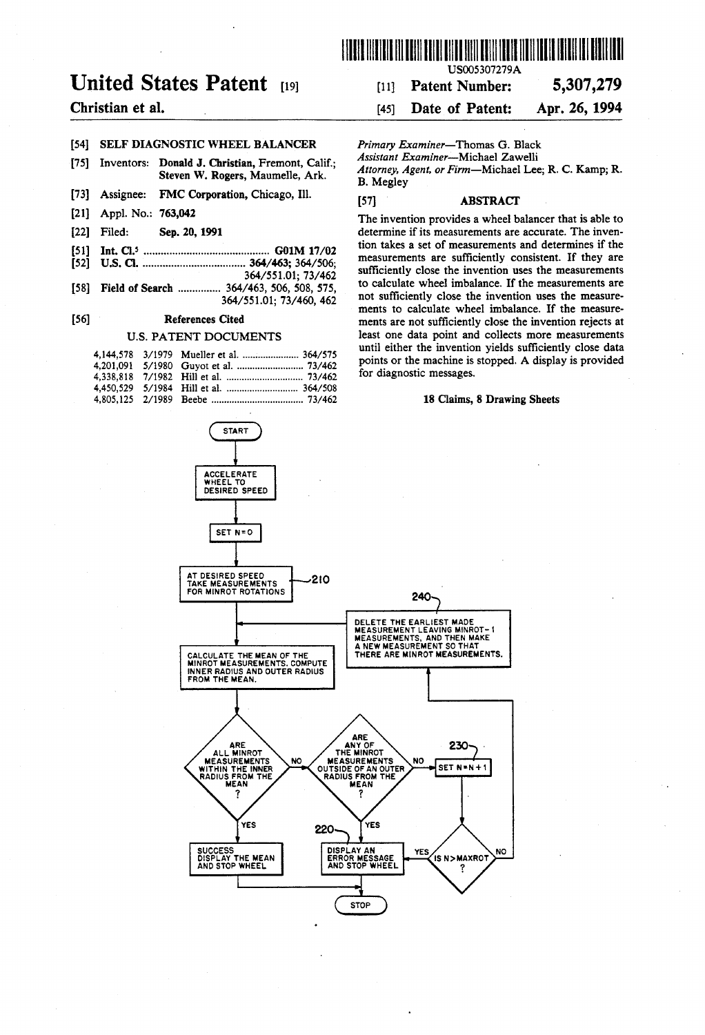US005307279A

# United States Patent [19]

**Christian et al.**

[11] **Patent Number: 5,307,279**

[45] **Date of Patent: Apr. 26, 1994**

[54] **SELF DIAGNOSTIC WHEEL BALANCER**

[75] Inventors: **Donald J. Christian**, Fremont, Calif.; **Steven W. Rogers**, Maumelle, Ark.

[73] Assignee: **FMC Corporation**, Chicago, Ill.

[21] Appl. No.: **763,042**

[22] Filed: **Sep. 20, 1991**

[51] Int. Cl.[5] .......... **G01M 17/02**

[52] U.S. Cl. .......... **364/463**; 364/506; 364/551.01; 73/462

[58] Field of Search .......... 364/463, 506, 508, 575, 364/551.01; 73/460, 462

[56] **References Cited**

U.S. PATENT DOCUMENTS

| | | | |
|---|---|---|---|
| 4,144,578 | 3/1979 | Mueller et al. | 364/575 |
| 4,201,091 | 5/1980 | Guyot et al. | 73/462 |
| 4,338,818 | 7/1982 | Hill et al. | 73/462 |
| 4,450,529 | 5/1984 | Hill et al. | 364/508 |
| 4,805,125 | 2/1989 | Beebe | 73/462 |

*Primary Examiner*—Thomas G. Black
*Assistant Examiner*—Michael Zawelli
*Attorney, Agent, or Firm*—Michael Lee; R. C. Kamp; R. B. Megley

[57] **ABSTRACT**

The invention provides a wheel balancer that is able to determine if its measurements are accurate. The invention takes a set of measurements and determines if the measurements are sufficiently consistent. If they are sufficiently close the invention uses the measurements to calculate wheel imbalance. If the measurements are not sufficiently close the invention uses the measurements to calculate wheel imbalance. If the measurements are not sufficiently close the invention rejects at least one data point and collects more measurements until either the invention yields sufficiently close data points or the machine is stopped. A display is provided for diagnostic messages.

**18 Claims, 8 Drawing Sheets**

START → ACCELERATE WHEEL TO DESIRED SPEED → SET N=0 → AT DESIRED SPEED TAKE MEASUREMENTS FOR MINROT ROTATIONS (210) → CALCULATE THE MEAN OF THE MINROT MEASUREMENTS. COMPUTE INNER RADIUS AND OUTER RADIUS FROM THE MEAN. → ARE ALL MINROT MEASUREMENTS WITHIN THE INNER RADIUS FROM THE MEAN? YES → SUCCESS DISPLAY THE MEAN AND STOP WHEEL → STOP. NO → ARE ANY OF THE MINROT MEASUREMENTS OUTSIDE OF AN OUTER RADIUS FROM THE MEAN? YES → DISPLAY AN ERROR MESSAGE AND STOP WHEEL (220) → STOP. NO → SET N=N+1 (230) → IS N>MAXROT? YES → DISPLAY AN ERROR MESSAGE AND STOP WHEEL; NO → DELETE THE EARLIEST MADE MEASUREMENT LEAVING MINROT-1 MEASUREMENTS, AND THEN MAKE A NEW MEASUREMENT SO THAT THERE ARE MINROT MEASUREMENTS. (240) → CALCULATE THE MEAN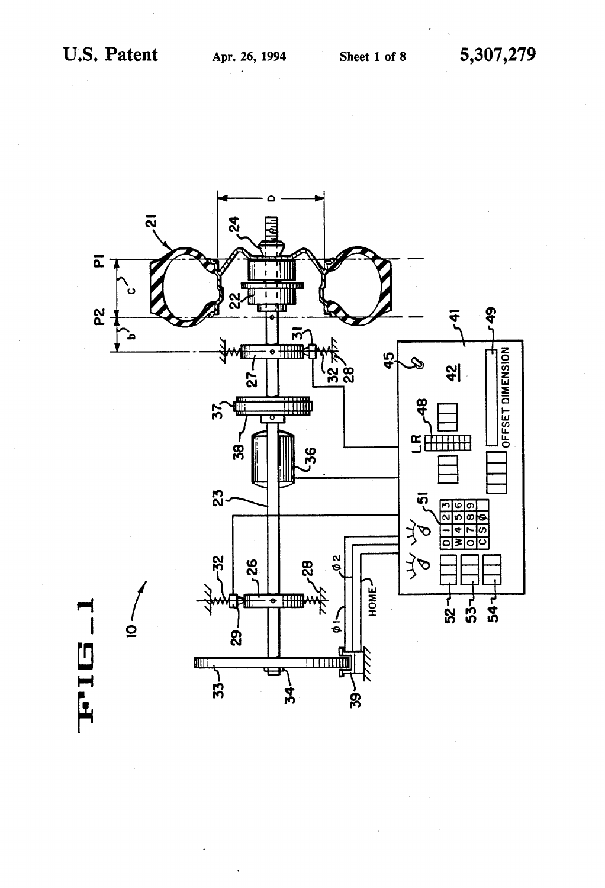FIG_1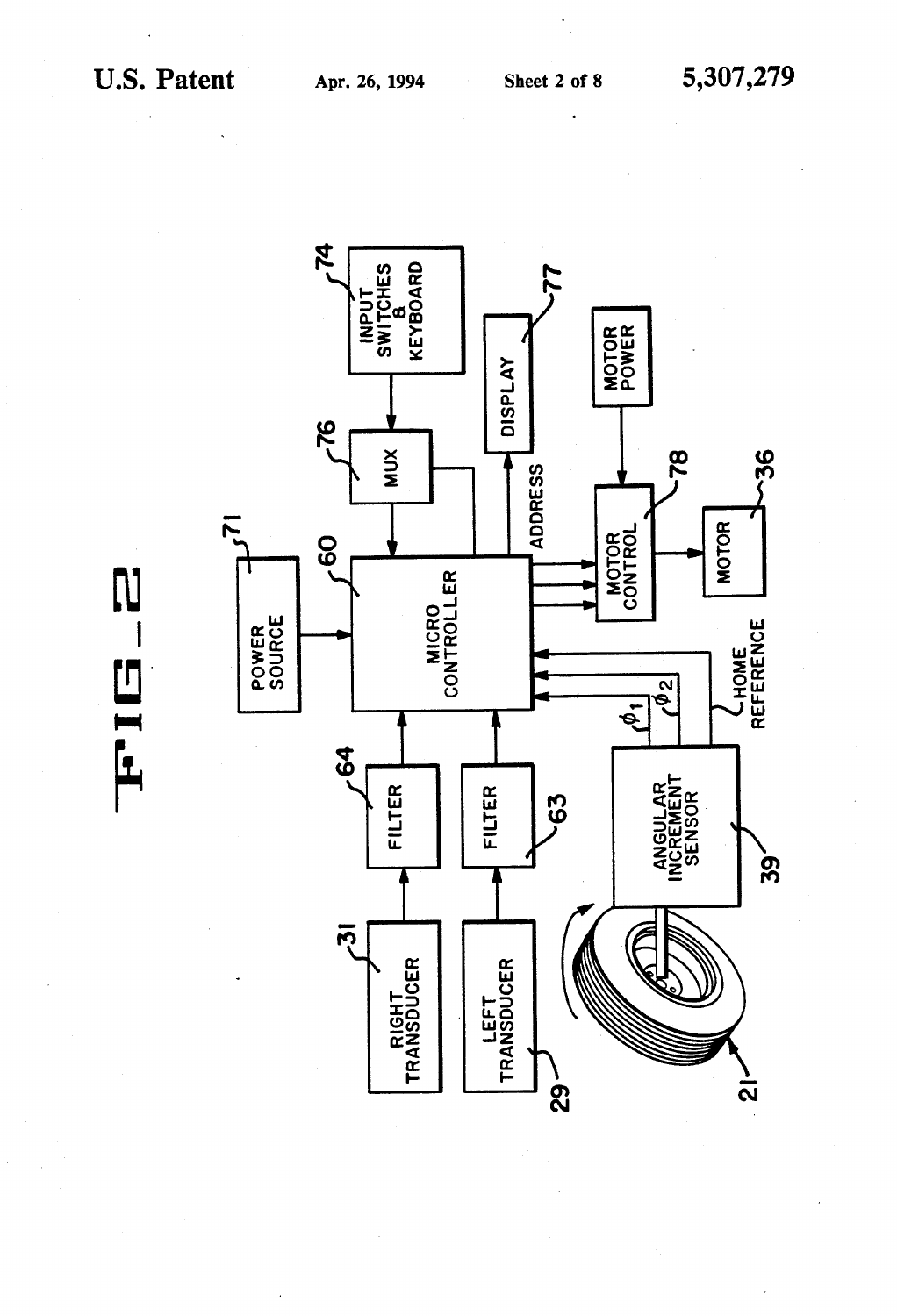FIG. 2

POWER SOURCE 71

MICRO CONTROLLER 60

INPUT SWITCHES & KEYBOARD 74

MUX 76

DISPLAY 77

ADDRESS

MOTOR POWER

MOTOR CONTROL 78

MOTOR 36

RIGHT TRANSDUCER 31

FILTER 64

LEFT TRANSDUCER 29

FILTER 63

ANGULAR INCREMENT SENSOR 39

$\phi_1$

$\phi_2$

HOME REFERENCE

21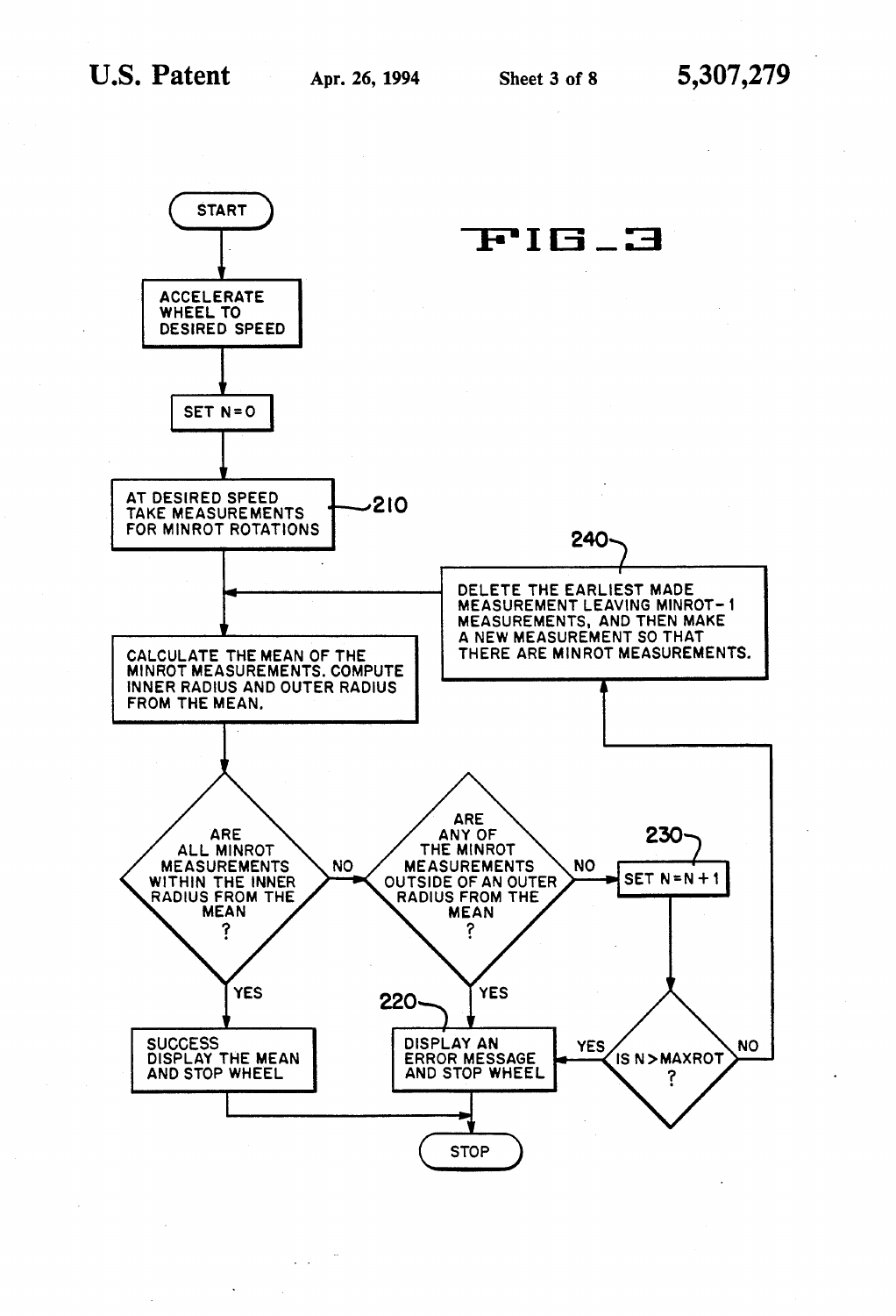FIG. 3

START

ACCELERATE WHEEL TO DESIRED SPEED

SET N=0

210 — AT DESIRED SPEED TAKE MEASUREMENTS FOR MINROT ROTATIONS

CALCULATE THE MEAN OF THE MINROT MEASUREMENTS. COMPUTE INNER RADIUS AND OUTER RADIUS FROM THE MEAN.

ARE ALL MINROT MEASUREMENTS WITHIN THE INNER RADIUS FROM THE MEAN ?

- YES → SUCCESS DISPLAY THE MEAN AND STOP WHEEL → STOP
- NO → ARE ANY OF THE MINROT MEASUREMENTS OUTSIDE OF AN OUTER RADIUS FROM THE MEAN ?
  - YES → 220 — DISPLAY AN ERROR MESSAGE AND STOP WHEEL → STOP
  - NO → 230 — SET N=N+1 → IS N>MAXROT ?
    - YES → DISPLAY AN ERROR MESSAGE AND STOP WHEEL
    - NO → 240 — DELETE THE EARLIEST MADE MEASUREMENT LEAVING MINROT-1 MEASUREMENTS, AND THEN MAKE A NEW MEASUREMENT SO THAT THERE ARE MINROT MEASUREMENTS. → CALCULATE THE MEAN OF THE MINROT MEASUREMENTS.

STOP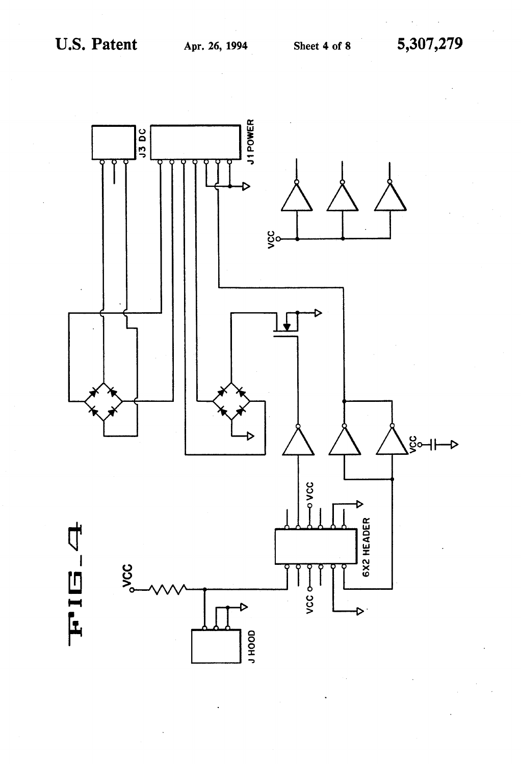FIG_4

J3 DC

J1 POWER

VCC

VCC

6X2 HEADER

VCC

VCC

VCC

J HOOD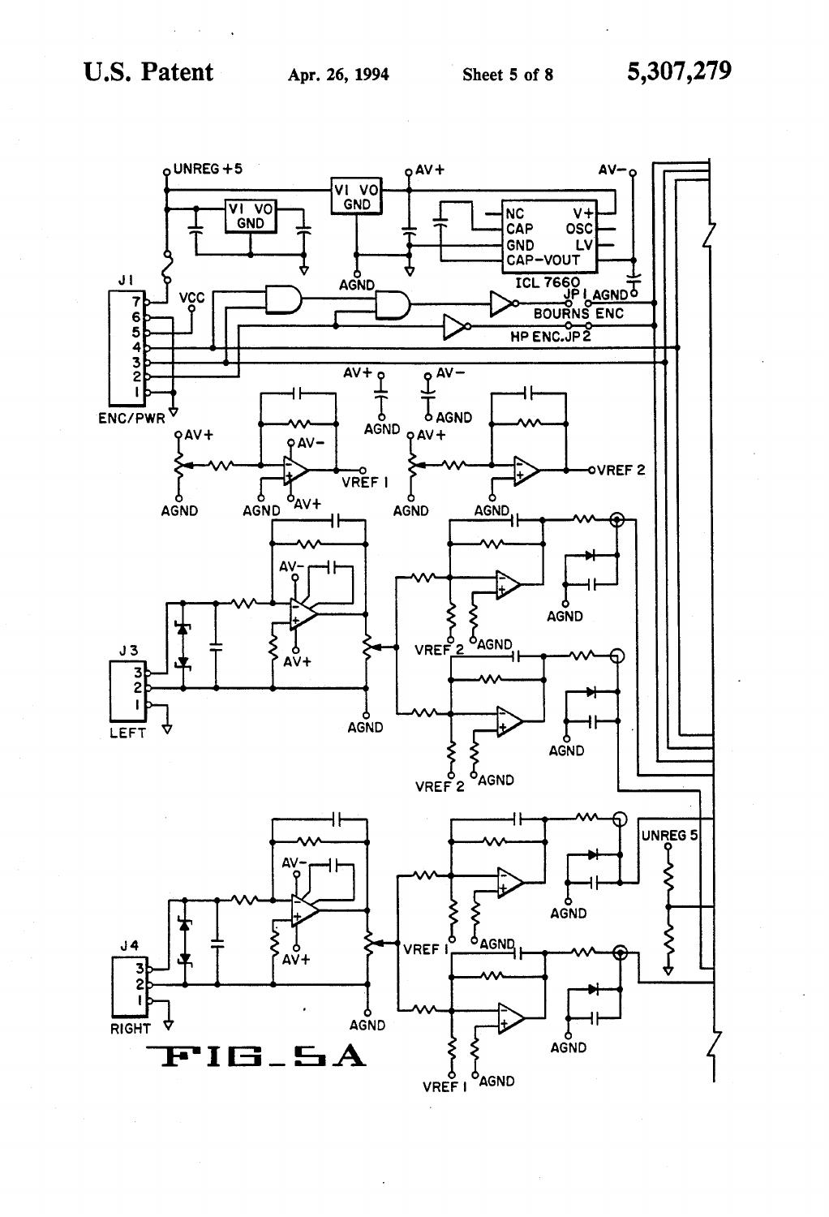FIG_5A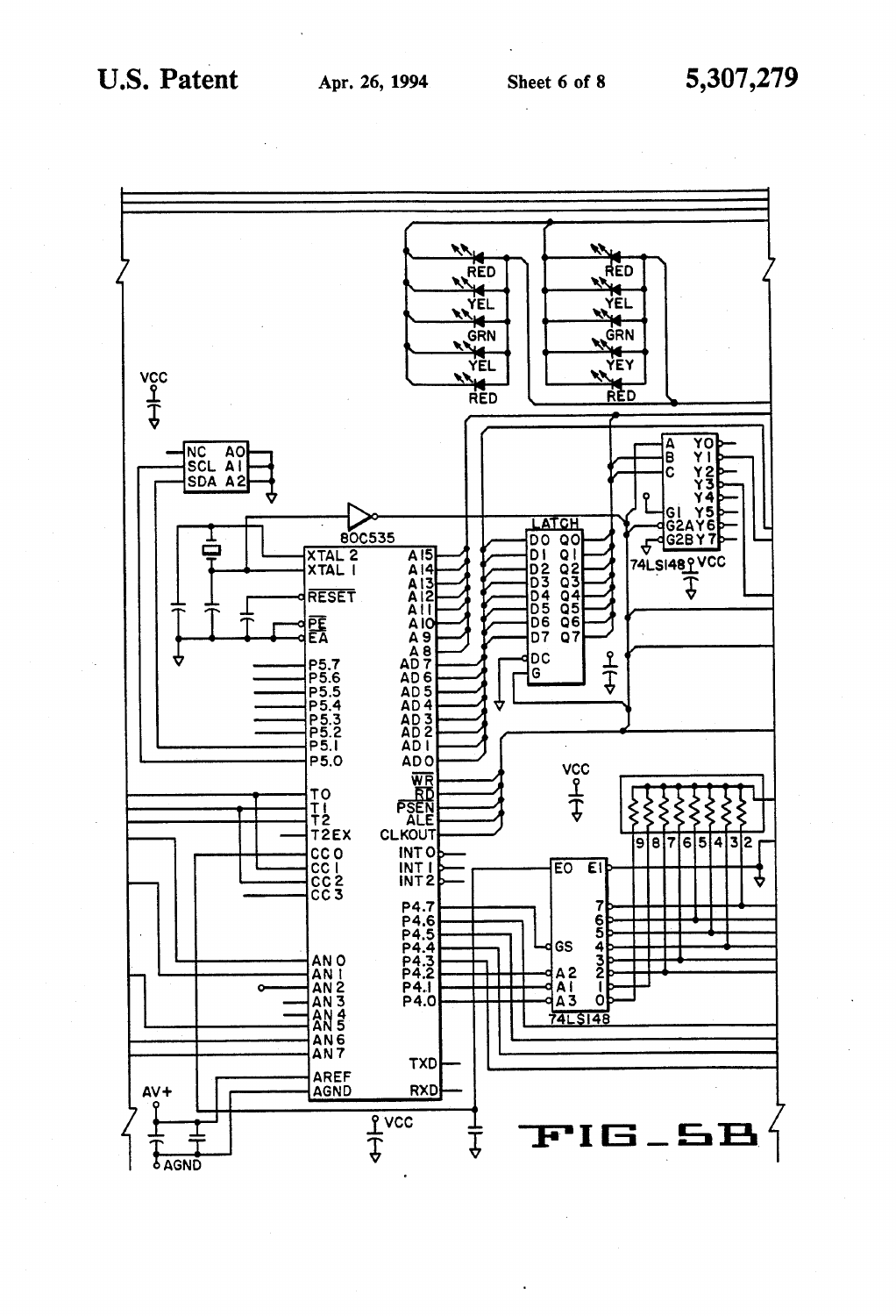FIG_5B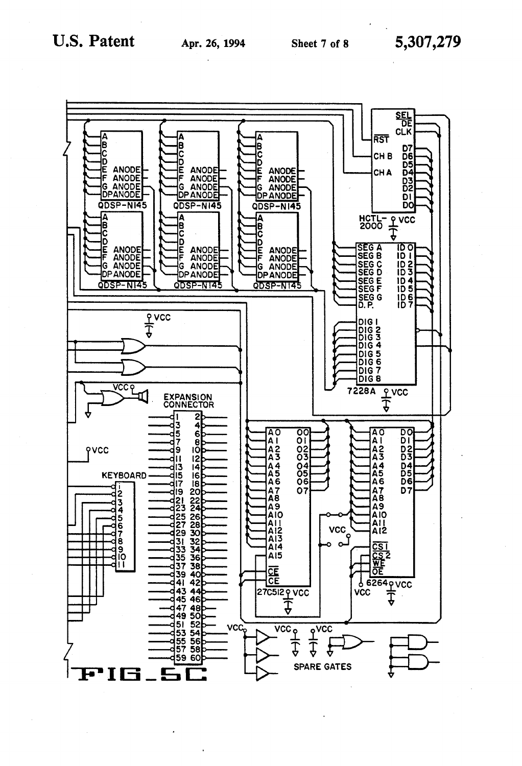FIG_5C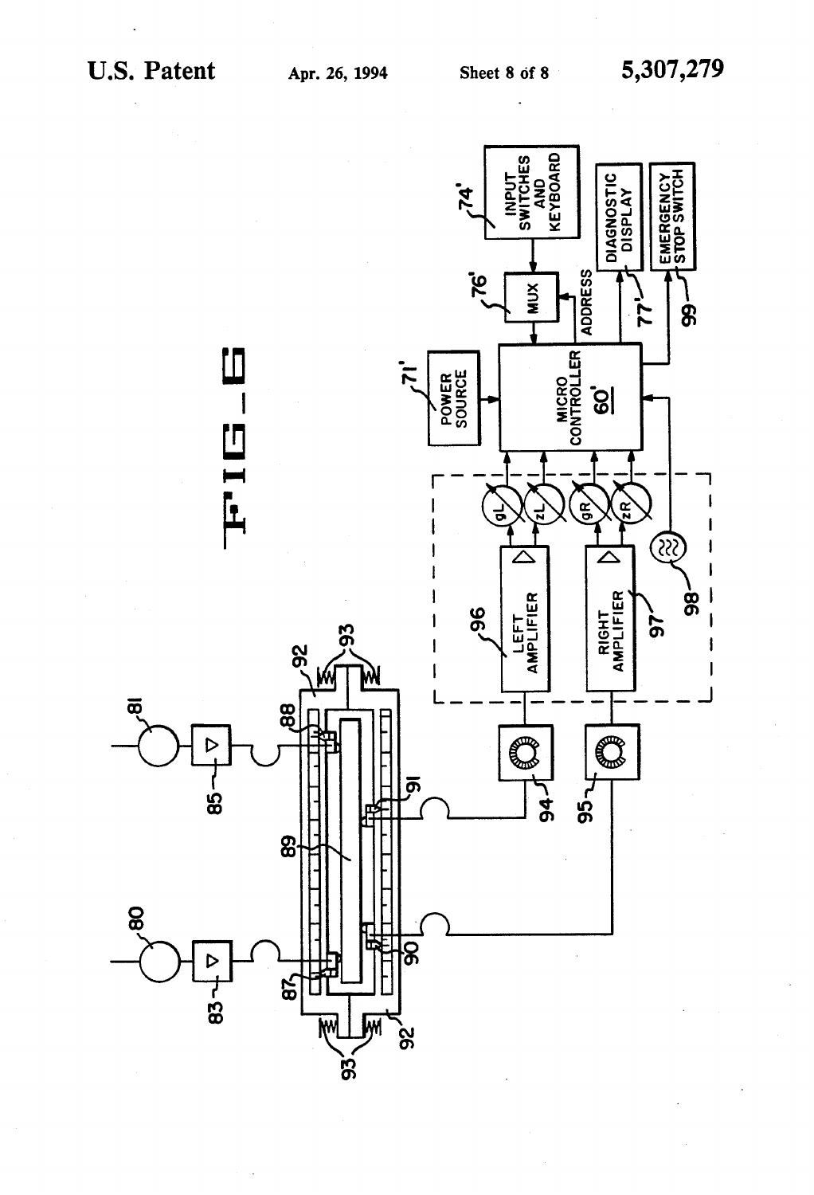FIG_6

POWER SOURCE 71'

MICRO CONTROLLER 60'

MUX 76'

INPUT SWITCHES AND KEYBOARD 74'

ADDRESS

DIAGNOSTIC DISPLAY 77'

EMERGENCY STOP SWITCH 99

LEFT AMPLIFIER 96

RIGHT AMPLIFIER 97

gL zL gR zR

98

80 81 83 85 87 88 89 90 91 92 93 94 95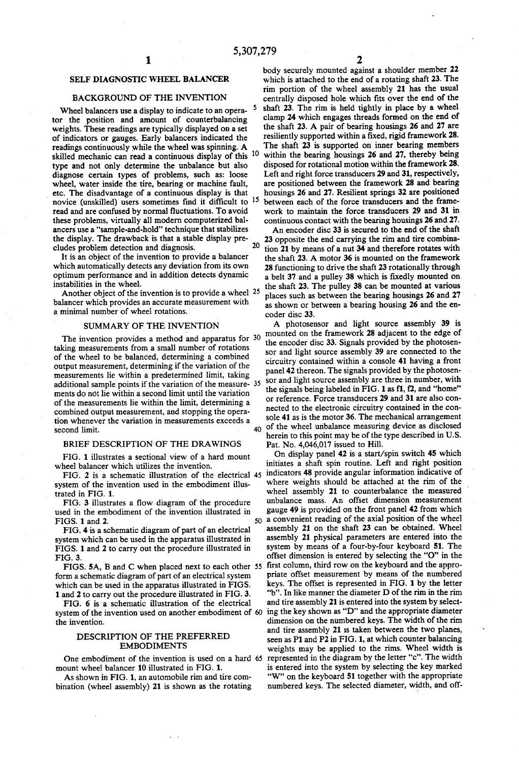# SELF DIAGNOSTIC WHEEL BALANCER

## BACKGROUND OF THE INVENTION

Wheel balancers use a display to indicate to an operator the position and amount of counterbalancing weights. These readings are typically displayed on a set of indicators or gauges. Early balancers indicated the readings continuously while the wheel was spinning. A skilled mechanic can read a continuous display of this type and not only determine the unbalance but also diagnose certain types of problems, such as: loose wheel, water inside the tire, bearing or machine fault, etc. The disadvantage of a continuous display is that novice (unskilled) users sometimes find it difficult to read and are confused by normal fluctuations. To avoid these problems, virtually all modern computerized balancers use a "sample-and-hold" technique that stabilizes the display. The drawback is that a stable display precludes problem detection and diagnosis.

It is an object of the invention to provide a balancer which automatically detects any deviation from its own optimum performance and in addition detects dynamic instabilities in the wheel.

Another object of the invention is to provide a wheel balancer which provides an accurate measurement with a minimal number of wheel rotations.

## SUMMARY OF THE INVENTION

The invention provides a method and apparatus for taking measurements from a small number of rotations of the wheel to be balanced, determining a combined output measurement, determining if the variation of the measurements lie within a predetermined limit, taking additional sample points if the variation of the measurements do not lie within a second limit until the variation of the measurements lie within the limit, determining a combined output measurement, and stopping the operation whenever the variation in measurements exceeds a second limit.

## BRIEF DESCRIPTION OF THE DRAWINGS

FIG. 1 illustrates a sectional view of a hard mount wheel balancer which utilizes the invention.

FIG. 2 is a schematic illustration of the electrical system of the invention used in the embodiment illustrated in FIG. 1.

FIG. 3 illustrates a flow diagram of the procedure used in the embodiment of the invention illustrated in FIGS. 1 and 2.

FIG. 4 is a schematic diagram of part of an electrical system which can be used in the apparatus illustrated in FIGS. 1 and 2 to carry out the procedure illustrated in FIG. 3.

FIGS. 5A, B and C when placed next to each other form a schematic diagram of part of an electrical system which can be used in the apparatus illustrated in FIGS. 1 and 2 to carry out the procedure illustrated in FIG. 3.

FIG. 6 is a schematic illustration of the electrical system of the invention used on another embodiment of the invention.

## DESCRIPTION OF THE PREFERRED EMBODIMENTS

One embodiment of the invention is used on a hard mount wheel balancer 10 illustrated in FIG. 1.

As shown in FIG. 1, an automobile rim and tire combination (wheel assembly) 21 is shown as the rotating body securely mounted against a shoulder member 22 which is attached to the end of a rotating shaft 23. The rim portion of the wheel assembly 21 has the usual centrally disposed hole which fits over the end of the shaft 23. The rim is held tightly in place by a wheel clamp 24 which engages threads formed on the end of the shaft 23. A pair of bearing housings 26 and 27 are resiliently supported within a fixed, rigid framework 28. The shaft 23 is supported on inner bearing members within the bearing housings 26 and 27, thereby being disposed for rotational motion within the framework 28. Left and right force transducers 29 and 31, respectively, are positioned between the framework 28 and bearing housings 26 and 27. Resilient springs 32 are positioned between each of the force transducers and the framework to maintain the force transducers 29 and 31 in continuous contact with the bearing housings 26 and 27.

An encoder disc 33 is secured to the end of the shaft 23 opposite the end carrying the rim and tire combination 21 by means of a nut 34 and therefore rotates with the shaft 23. A motor 36 is mounted on the framework 28 functioning to drive the shaft 23 rotationally through a belt 37 and a pulley 38 which is fixedly mounted on the shaft 23. The pulley 38 can be mounted at various places such as between the bearing housings 26 and 27 as shown or between a bearing housing 26 and the encoder disc 33.

A photosensor and light source assembly 39 is mounted on the framework 28 adjacent to the edge of the encoder disc 33. Signals provided by the photosensor and light source assembly 39 are connected to the circuitry contained within a console 41 having a front panel 42 thereon. The signals provided by the photosensor and light source assembly are three in number, with the signals being labeled in FIG. 1 as f1, f2, and "home" or reference. Force transducers 29 and 31 are also connected to the electronic circuitry contained in the console 41 as is the motor 36. The mechanical arrangement of the wheel unbalance measuring device as disclosed herein to this point may be of the type described in U.S. Pat. No. 4,046,017 issued to Hill.

On display panel 42 is a start/spin switch 45 which initiates a shaft spin routine. Left and right position indicators 48 provide angular information indicative of where weights should be attached at the rim of the wheel assembly 21 to counterbalance the measured unbalance mass. An offset dimension measurement gauge 49 is provided on the front panel 42 from which a convenient reading of the axial position of the wheel assembly 21 on the shaft 23 can be obtained. Wheel assembly 21 physical parameters are entered into the system by means of a four-by-four keyboard 51. The offset dimension is entered by selecting the "O" in the first column, third row on the keyboard and the appropriate offset measurement by means of the numbered keys. The offset is represented in FIG. 1 by the letter "b". In like manner the diameter D of the rim in the rim and tire assembly 21 is entered into the system by selecting the key shown as "D" and the appropriate diameter dimension on the numbered keys. The width of the rim and tire assembly 21 is taken between the two planes, seen as P1 and P2 in FIG. 1, at which counter balancing weights may be applied to the rims. Wheel width is represented in the diagram by the letter "c". The width is entered into the system by selecting the key marked "W" on the keyboard 51 together with the appropriate numbered keys. The selected diameter, width, and off-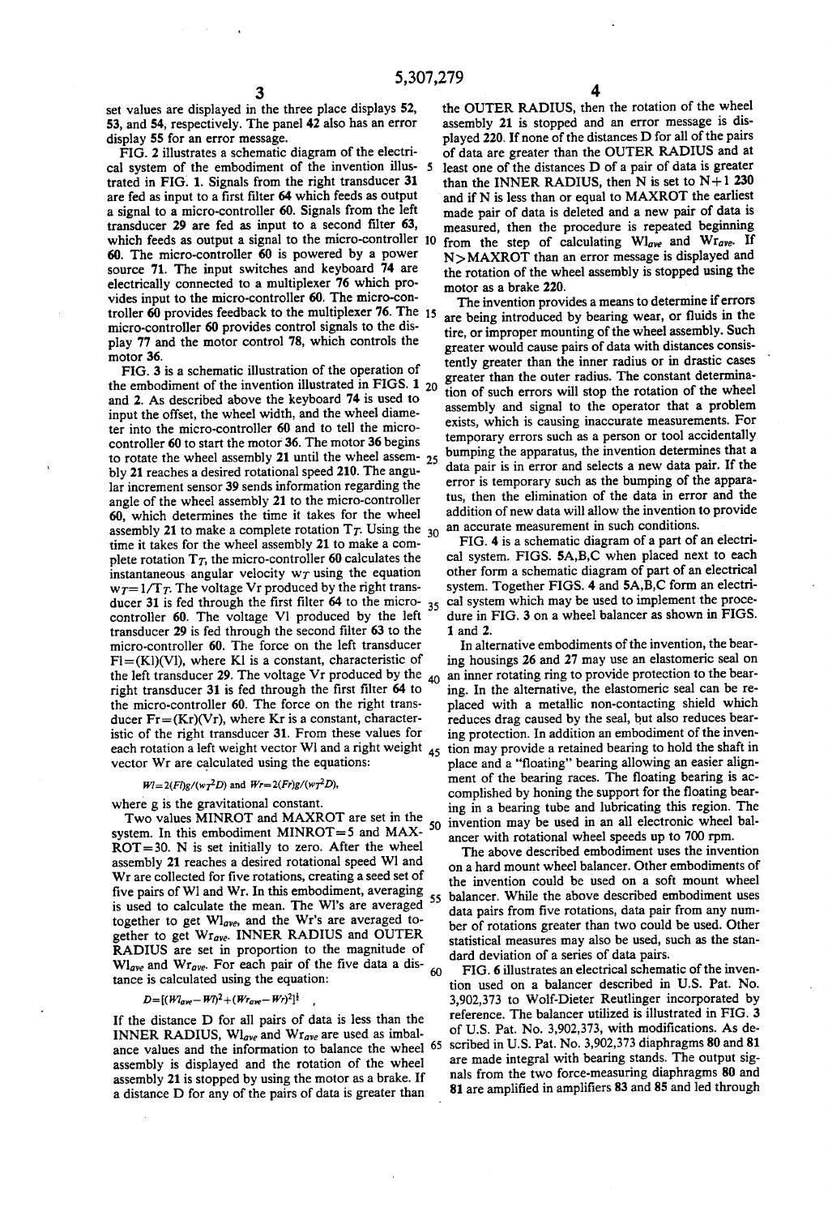set values are displayed in the three place displays 52, 53, and 54, respectively. The panel 42 also has an error display 55 for an error message.

FIG. 2 illustrates a schematic diagram of the electrical system of the embodiment of the invention illustrated in FIG. 1. Signals from the right transducer 31 are fed as input to a first filter 64 which feeds as output a signal to a micro-controller 60. Signals from the left transducer 29 are fed as input to a second filter 63, which feeds as output a signal to the micro-controller 60. The micro-controller 60 is powered by a power source 71. The input switches and keyboard 74 are electrically connected to a multiplexer 76 which provides input to the micro-controller 60. The micro-controller 60 provides feedback to the multiplexer 76. The micro-controller 60 provides control signals to the display 77 and the motor control 78, which controls the motor 36.

FIG. 3 is a schematic illustration of the operation of the embodiment of the invention illustrated in FIGS. 1 and 2. As described above the keyboard 74 is used to input the offset, the wheel width, and the wheel diameter into the micro-controller 60 and to tell the micro-controller 60 to start the motor 36. The motor 36 begins to rotate the wheel assembly 21 until the wheel assembly 21 reaches a desired rotational speed 210. The angular increment sensor 39 sends information regarding the angle of the wheel assembly 21 to the micro-controller 60, which determines the time it takes for the wheel assembly 21 to make a complete rotation $T_T$. Using the time it takes for the wheel assembly 21 to make a complete rotation $T_T$, the micro-controller 60 calculates the instantaneous angular velocity $w_T$ using the equation $w_T=1/T_T$. The voltage Vr produced by the right transducer 31 is fed through the first filter 64 to the micro-controller 60. The voltage Vl produced by the left transducer 29 is fed through the second filter 63 to the micro-controller 60. The force on the left transducer $Fl=(Kl)(Vl)$, where Kl is a constant, characteristic of the left transducer 29. The voltage Vr produced by the right transducer 31 is fed through the first filter 64 to the micro-controller 60. The force on the right transducer $Fr=(Kr)(Vr)$, where Kr is a constant, characteristic of the right transducer 31. From these values for each rotation a left weight vector Wl and a right weight vector Wr are calculated using the equations:

$$Wl=2(Fl)g/(w_T^2D) \text{ and } Wr=2(Fr)g/(w_T^2D),$$

where g is the gravitational constant.

Two values MINROT and MAXROT are set in the system. In this embodiment MINROT=5 and MAXROT=30. N is set initially to zero. After the wheel assembly 21 reaches a desired rotational speed Wl and Wr are collected for five rotations, creating a seed set of five pairs of Wl and Wr. In this embodiment, averaging is used to calculate the mean. The Wl's are averaged together to get $Wl_{ave}$, and the Wr's are averaged together to get $Wr_{ave}$. INNER RADIUS and OUTER RADIUS are set in proportion to the magnitude of $Wl_{ave}$ and $Wr_{ave}$. For each pair of the five data a distance is calculated using the equation:

$$D=[(Wl_{ave}-Wl)^2+(Wr_{ave}-Wr)^2]^{\frac{1}{2}},$$

If the distance D for all pairs of data is less than the INNER RADIUS, $Wl_{ave}$ and $Wr_{ave}$ are used as imbalance values and the information to balance the wheel assembly is displayed and the rotation of the wheel assembly 21 is stopped by using the motor as a brake. If a distance D for any of the pairs of data is greater than the OUTER RADIUS, then the rotation of the wheel assembly 21 is stopped and an error message is displayed 220. If none of the distances D for all of the pairs of data are greater than the OUTER RADIUS and at least one of the distances D of a pair of data is greater than the INNER RADIUS, then N is set to N+1 230 and if N is less than or equal to MAXROT the earliest made pair of data is deleted and a new pair of data is measured, then the procedure is repeated beginning from the step of calculating $Wl_{ave}$ and $Wr_{ave}$. If N>MAXROT than an error message is displayed and the rotation of the wheel assembly is stopped using the motor as a brake 220.

The invention provides a means to determine if errors are being introduced by bearing wear, or fluids in the tire, or improper mounting of the wheel assembly. Such greater would cause pairs of data with distances consistently greater than the inner radius or in drastic cases greater than the outer radius. The constant determination of such errors will stop the rotation of the wheel assembly and signal to the operator that a problem exists, which is causing inaccurate measurements. For temporary errors such as a person or tool accidentally bumping the apparatus, the invention determines that a data pair is in error and selects a new data pair. If the error is temporary such as the bumping of the apparatus, then the elimination of the data in error and the addition of new data will allow the invention to provide an accurate measurement in such conditions.

FIG. 4 is a schematic diagram of a part of an electrical system. FIGS. 5A,B,C when placed next to each other form a schematic diagram of part of an electrical system. Together FIGS. 4 and 5A,B,C form an electrical system which may be used to implement the procedure in FIG. 3 on a wheel balancer as shown in FIGS. 1 and 2.

In alternative embodiments of the invention, the bearing housings 26 and 27 may use an elastomeric seal on an inner rotating ring to provide protection to the bearing. In the alternative, the elastomeric seal can be replaced with a metallic non-contacting shield which reduces drag caused by the seal, but also reduces bearing protection. In addition an embodiment of the invention may provide a retained bearing to hold the shaft in place and a "floating" bearing allowing an easier alignment of the bearing races. The floating bearing is accomplished by honing the support for the floating bearing in a bearing tube and lubricating this region. The invention may be used in an all electronic wheel balancer with rotational wheel speeds up to 700 rpm.

The above described embodiment uses the invention on a hard mount wheel balancer. Other embodiments of the invention could be used on a soft mount wheel balancer. While the above described embodiment uses data pairs from five rotations, data pair from any number of rotations greater than two could be used. Other statistical measures may also be used, such as the standard deviation of a series of data pairs.

FIG. 6 illustrates an electrical schematic of the invention used on a balancer described in U.S. Pat. No. 3,902,373 to Wolf-Dieter Reutlinger incorporated by reference. The balancer utilized is illustrated in FIG. 3 of U.S. Pat. No. 3,902,373, with modifications. As described in U.S. Pat. No. 3,902,373 diaphragms 80 and 81 are made integral with bearing stands. The output signals from the two force-measuring diaphragms 80 and 81 are amplified in amplifiers 83 and 85 and led through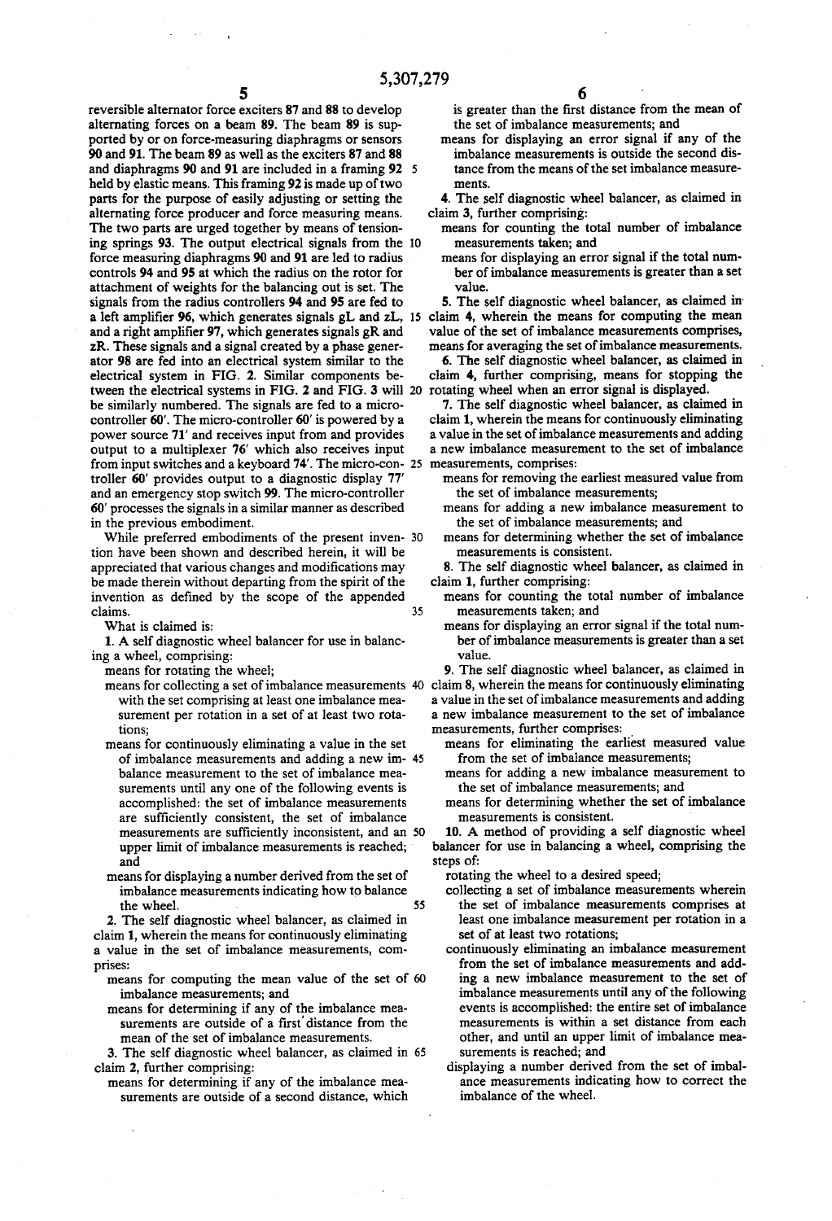reversible alternator force exciters 87 and 88 to develop alternating forces on a beam 89. The beam 89 is supported by or on force-measuring diaphragms or sensors 90 and 91. The beam 89 as well as the exciters 87 and 88 and diaphragms 90 and 91 are included in a framing 92 held by elastic means. This framing 92 is made up of two parts for the purpose of easily adjusting or setting the alternating force producer and force measuring means. The two parts are urged together by means of tensioning springs 93. The output electrical signals from the force measuring diaphragms 90 and 91 are led to radius controls 94 and 95 at which the radius on the rotor for attachment of weights for the balancing out is set. The signals from the radius controllers 94 and 95 are fed to a left amplifier 96, which generates signals gL and zL, and a right amplifier 97, which generates signals gR and zR. These signals and a signal created by a phase generator 98 are fed into an electrical system similar to the electrical system in FIG. 2. Similar components between the electrical systems in FIG. 2 and FIG. 3 will be similarly numbered. The signals are fed to a microcontroller 60'. The micro-controller 60' is powered by a power source 71' and receives input from and provides output to a multiplexer 76' which also receives input from input switches and a keyboard 74'. The micro-controller 60' provides output to a diagnostic display 77' and an emergency stop switch 99. The micro-controller 60' processes the signals in a similar manner as described in the previous embodiment.

While preferred embodiments of the present invention have been shown and described herein, it will be appreciated that various changes and modifications may be made therein without departing from the spirit of the invention as defined by the scope of the appended claims.

What is claimed is:

1. A self diagnostic wheel balancer for use in balancing a wheel, comprising:
   - means for rotating the wheel;
   - means for collecting a set of imbalance measurements with the set comprising at least one imbalance measurement per rotation in a set of at least two rotations;
   - means for continuously eliminating a value in the set of imbalance measurements and adding a new imbalance measurement to the set of imbalance measurements until any one of the following events is accomplished: the set of imbalance measurements are sufficiently consistent, the set of imbalance measurements are sufficiently inconsistent, and an upper limit of imbalance measurements is reached; and
   - means for displaying a number derived from the set of imbalance measurements indicating how to balance the wheel.

2. The self diagnostic wheel balancer, as claimed in claim 1, wherein the means for continuously eliminating a value in the set of imbalance measurements, comprises:
   - means for computing the mean value of the set of imbalance measurements; and
   - means for determining if any of the imbalance measurements are outside of a first distance from the mean of the set of imbalance measurements.

3. The self diagnostic wheel balancer, as claimed in claim 2, further comprising:
   - means for determining if any of the imbalance measurements are outside of a second distance, which is greater than the first distance from the mean of the set of imbalance measurements; and
   - means for displaying an error signal if any of the imbalance measurements is outside the second distance from the means of the set imbalance measurements.

4. The self diagnostic wheel balancer, as claimed in claim 3, further comprising:
   - means for counting the total number of imbalance measurements taken; and
   - means for displaying an error signal if the total number of imbalance measurements is greater than a set value.

5. The self diagnostic wheel balancer, as claimed in claim 4, wherein the means for computing the mean value of the set of imbalance measurements comprises, means for averaging the set of imbalance measurements.

6. The self diagnostic wheel balancer, as claimed in claim 4, further comprising, means for stopping the rotating wheel when an error signal is displayed.

7. The self diagnostic wheel balancer, as claimed in claim 1, wherein the means for continuously eliminating a value in the set of imbalance measurements and adding a new imbalance measurement to the set of imbalance measurements, comprises:
   - means for removing the earliest measured value from the set of imbalance measurements;
   - means for adding a new imbalance measurement to the set of imbalance measurements; and
   - means for determining whether the set of imbalance measurements is consistent.

8. The self diagnostic wheel balancer, as claimed in claim 1, further comprising:
   - means for counting the total number of imbalance measurements taken; and
   - means for displaying an error signal if the total number of imbalance measurements is greater than a set value.

9. The self diagnostic wheel balancer, as claimed in claim 8, wherein the means for continuously eliminating a value in the set of imbalance measurements and adding a new imbalance measurement to the set of imbalance measurements, further comprises:
   - means for eliminating the earliest measured value from the set of imbalance measurements;
   - means for adding a new imbalance measurement to the set of imbalance measurements; and
   - means for determining whether the set of imbalance measurements is consistent.

10. A method of providing a self diagnostic wheel balancer for use in balancing a wheel, comprising the steps of:
    - rotating the wheel to a desired speed;
    - collecting a set of imbalance measurements wherein the set of imbalance measurements comprises at least one imbalance measurement per rotation in a set of at least two rotations;
    - continuously eliminating an imbalance measurement from the set of imbalance measurements and adding a new imbalance measurement to the set of imbalance measurements until any of the following events is accomplished: the entire set of imbalance measurements is within a set distance from each other, and until an upper limit of imbalance measurements is reached; and
    - displaying a number derived from the set of imbalance measurements indicating how to correct the imbalance of the wheel.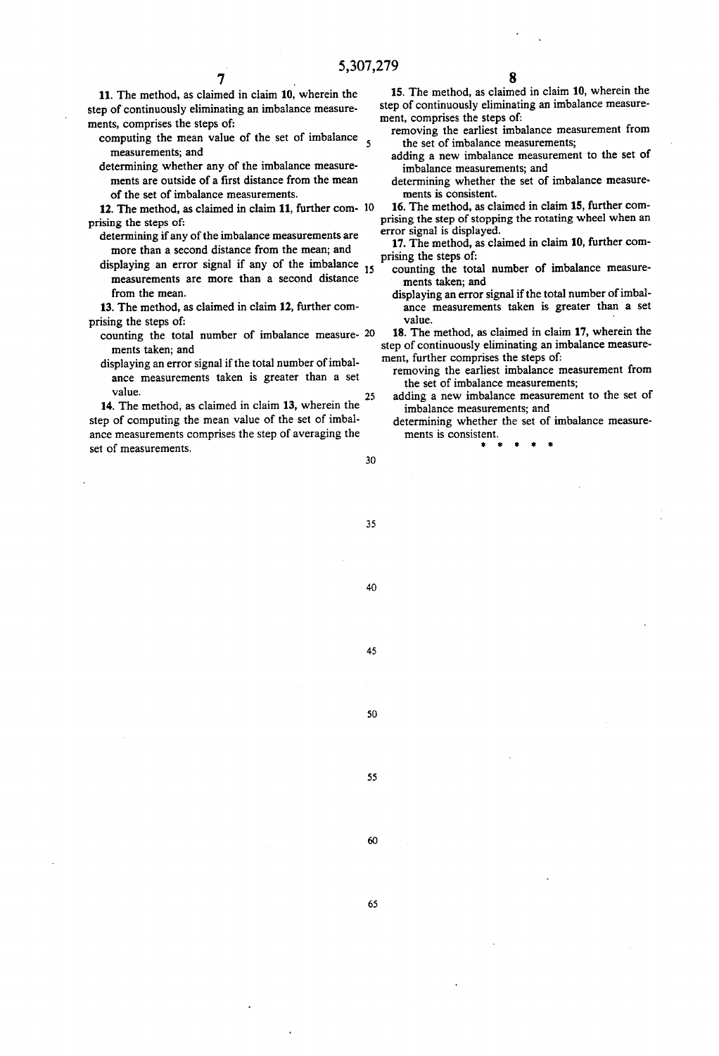11. The method, as claimed in claim 10, wherein the step of continuously eliminating an imbalance measurements, comprises the steps of:

computing the mean value of the set of imbalance measurements; and

determining whether any of the imbalance measurements are outside of a first distance from the mean of the set of imbalance measurements.

12. The method, as claimed in claim 11, further comprising the steps of:

determining if any of the imbalance measurements are more than a second distance from the mean; and

displaying an error signal if any of the imbalance measurements are more than a second distance from the mean.

13. The method, as claimed in claim 12, further comprising the steps of:

counting the total number of imbalance measurements taken; and

displaying an error signal if the total number of imbalance measurements taken is greater than a set value.

14. The method, as claimed in claim 13, wherein the step of computing the mean value of the set of imbalance measurements comprises the step of averaging the set of measurements.

15. The method, as claimed in claim 10, wherein the step of continuously eliminating an imbalance measurement, comprises the steps of:

removing the earliest imbalance measurement from the set of imbalance measurements;

adding a new imbalance measurement to the set of imbalance measurements; and

determining whether the set of imbalance measurements is consistent.

16. The method, as claimed in claim 15, further comprising the step of stopping the rotating wheel when an error signal is displayed.

17. The method, as claimed in claim 10, further comprising the steps of:

counting the total number of imbalance measurements taken; and

displaying an error signal if the total number of imbalance measurements taken is greater than a set value.

18. The method, as claimed in claim 17, wherein the step of continuously eliminating an imbalance measurement, further comprises the steps of:

removing the earliest imbalance measurement from the set of imbalance measurements;

adding a new imbalance measurement to the set of imbalance measurements; and

determining whether the set of imbalance measurements is consistent.

* * * * *